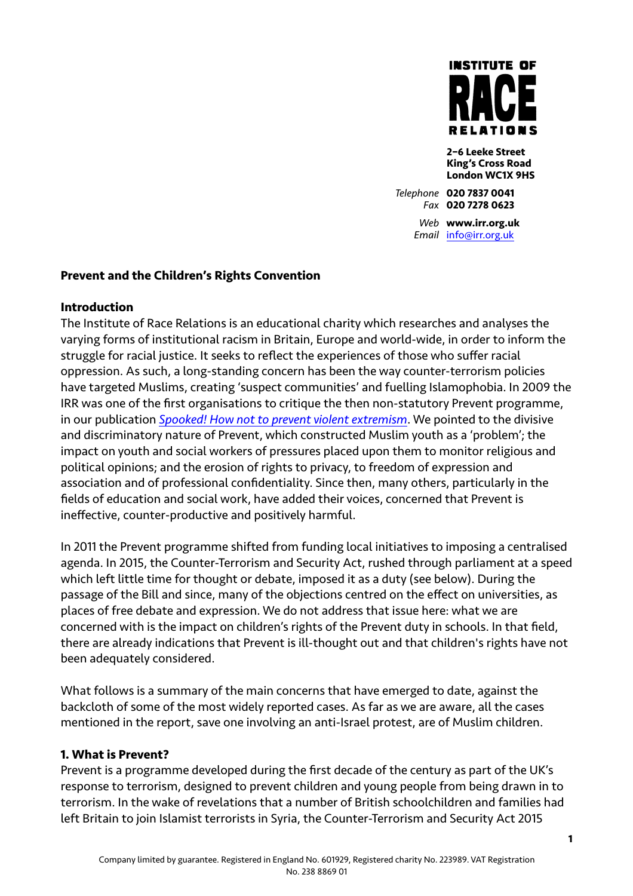INSTITUTE OF RACE RELATIONS

**2–6 Leeke Street**
**King's Cross Road**
**London WC1X 9HS**

*Telephone* **020 7837 0041**
*Fax* **020 7278 0623**

*Web* **www.irr.org.uk**
*Email* info@irr.org.uk

## Prevent and the Children's Rights Convention

### Introduction

The Institute of Race Relations is an educational charity which researches and analyses the varying forms of institutional racism in Britain, Europe and world-wide, in order to inform the struggle for racial justice. It seeks to reflect the experiences of those who suffer racial oppression. As such, a long-standing concern has been the way counter-terrorism policies have targeted Muslims, creating 'suspect communities' and fuelling Islamophobia. In 2009 the IRR was one of the first organisations to critique the then non-statutory Prevent programme, in our publication *Spooked! How not to prevent violent extremism*. We pointed to the divisive and discriminatory nature of Prevent, which constructed Muslim youth as a 'problem'; the impact on youth and social workers of pressures placed upon them to monitor religious and political opinions; and the erosion of rights to privacy, to freedom of expression and association and of professional confidentiality. Since then, many others, particularly in the fields of education and social work, have added their voices, concerned that Prevent is ineffective, counter-productive and positively harmful.

In 2011 the Prevent programme shifted from funding local initiatives to imposing a centralised agenda. In 2015, the Counter-Terrorism and Security Act, rushed through parliament at a speed which left little time for thought or debate, imposed it as a duty (see below). During the passage of the Bill and since, many of the objections centred on the effect on universities, as places of free debate and expression. We do not address that issue here: what we are concerned with is the impact on children's rights of the Prevent duty in schools. In that field, there are already indications that Prevent is ill-thought out and that children's rights have not been adequately considered.

What follows is a summary of the main concerns that have emerged to date, against the backcloth of some of the most widely reported cases. As far as we are aware, all the cases mentioned in the report, save one involving an anti-Israel protest, are of Muslim children.

### 1. What is Prevent?

Prevent is a programme developed during the first decade of the century as part of the UK's response to terrorism, designed to prevent children and young people from being drawn in to terrorism. In the wake of revelations that a number of British schoolchildren and families had left Britain to join Islamist terrorists in Syria, the Counter-Terrorism and Security Act 2015

Company limited by guarantee. Registered in England No. 601929, Registered charity No. 223989. VAT Registration No. 238 8869 01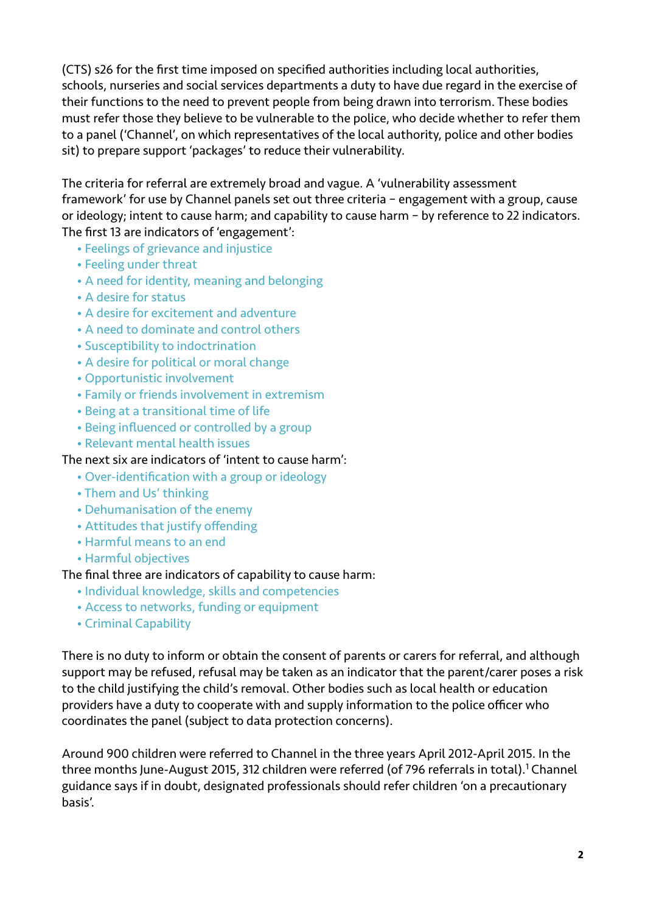(CTS) s26 for the first time imposed on specified authorities including local authorities, schools, nurseries and social services departments a duty to have due regard in the exercise of their functions to the need to prevent people from being drawn into terrorism. These bodies must refer those they believe to be vulnerable to the police, who decide whether to refer them to a panel ('Channel', on which representatives of the local authority, police and other bodies sit) to prepare support 'packages' to reduce their vulnerability.

The criteria for referral are extremely broad and vague. A 'vulnerability assessment framework' for use by Channel panels set out three criteria – engagement with a group, cause or ideology; intent to cause harm; and capability to cause harm – by reference to 22 indicators. The first 13 are indicators of 'engagement':

- Feelings of grievance and injustice
- Feeling under threat
- A need for identity, meaning and belonging
- A desire for status
- A desire for excitement and adventure
- A need to dominate and control others
- Susceptibility to indoctrination
- A desire for political or moral change
- Opportunistic involvement
- Family or friends involvement in extremism
- Being at a transitional time of life
- Being influenced or controlled by a group
- Relevant mental health issues

The next six are indicators of 'intent to cause harm':

- Over-identification with a group or ideology
- Them and Us' thinking
- Dehumanisation of the enemy
- Attitudes that justify offending
- Harmful means to an end
- Harmful objectives

The final three are indicators of capability to cause harm:

- Individual knowledge, skills and competencies
- Access to networks, funding or equipment
- Criminal Capability

There is no duty to inform or obtain the consent of parents or carers for referral, and although support may be refused, refusal may be taken as an indicator that the parent/carer poses a risk to the child justifying the child's removal. Other bodies such as local health or education providers have a duty to cooperate with and supply information to the police officer who coordinates the panel (subject to data protection concerns).

Around 900 children were referred to Channel in the three years April 2012-April 2015. In the three months June-August 2015, 312 children were referred (of 796 referrals in total).[1] Channel guidance says if in doubt, designated professionals should refer children 'on a precautionary basis'.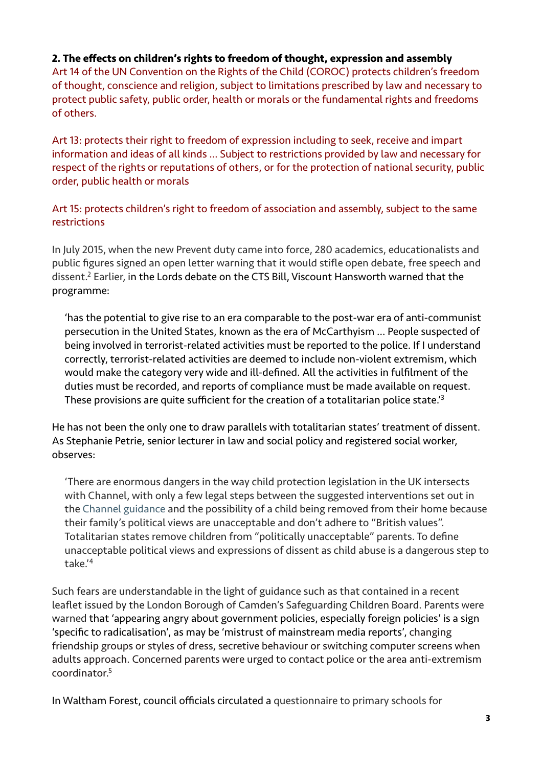**2. The effects on children's rights to freedom of thought, expression and assembly**

Art 14 of the UN Convention on the Rights of the Child (COROC) protects children's freedom of thought, conscience and religion, subject to limitations prescribed by law and necessary to protect public safety, public order, health or morals or the fundamental rights and freedoms of others.

Art 13: protects their right to freedom of expression including to seek, receive and impart information and ideas of all kinds … Subject to restrictions provided by law and necessary for respect of the rights or reputations of others, or for the protection of national security, public order, public health or morals

Art 15: protects children's right to freedom of association and assembly, subject to the same restrictions

In July 2015, when the new Prevent duty came into force, 280 academics, educationalists and public figures signed an open letter warning that it would stifle open debate, free speech and dissent.[2] Earlier, in the Lords debate on the CTS Bill, Viscount Hansworth warned that the programme:

> 'has the potential to give rise to an era comparable to the post-war era of anti-communist persecution in the United States, known as the era of McCarthyism … People suspected of being involved in terrorist-related activities must be reported to the police. If I understand correctly, terrorist-related activities are deemed to include non-violent extremism, which would make the category very wide and ill-defined. All the activities in fulfilment of the duties must be recorded, and reports of compliance must be made available on request. These provisions are quite sufficient for the creation of a totalitarian police state.'[3]

He has not been the only one to draw parallels with totalitarian states' treatment of dissent. As Stephanie Petrie, senior lecturer in law and social policy and registered social worker, observes:

> 'There are enormous dangers in the way child protection legislation in the UK intersects with Channel, with only a few legal steps between the suggested interventions set out in the Channel guidance and the possibility of a child being removed from their home because their family's political views are unacceptable and don't adhere to "British values". Totalitarian states remove children from "politically unacceptable" parents. To define unacceptable political views and expressions of dissent as child abuse is a dangerous step to take.'[4]

Such fears are understandable in the light of guidance such as that contained in a recent leaflet issued by the London Borough of Camden's Safeguarding Children Board. Parents were warned that 'appearing angry about government policies, especially foreign policies' is a sign 'specific to radicalisation', as may be 'mistrust of mainstream media reports', changing friendship groups or styles of dress, secretive behaviour or switching computer screens when adults approach. Concerned parents were urged to contact police or the area anti-extremism coordinator.[5]

In Waltham Forest, council officials circulated a questionnaire to primary schools for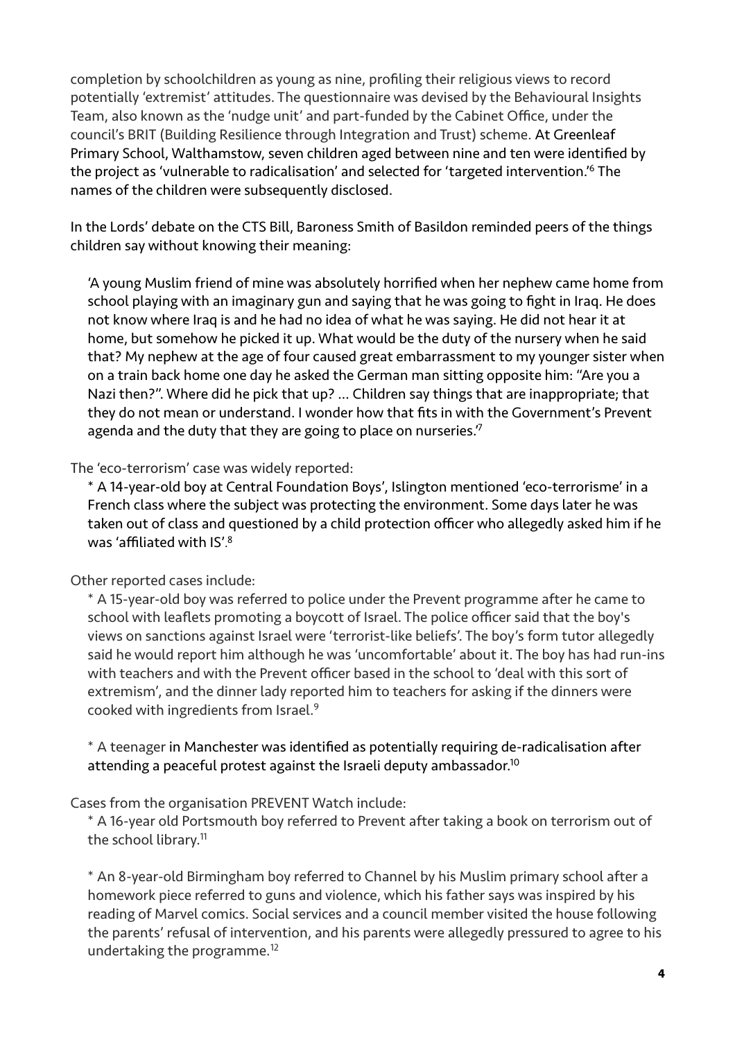completion by schoolchildren as young as nine, profiling their religious views to record potentially 'extremist' attitudes. The questionnaire was devised by the Behavioural Insights Team, also known as the 'nudge unit' and part-funded by the Cabinet Office, under the council's BRIT (Building Resilience through Integration and Trust) scheme. At Greenleaf Primary School, Walthamstow, seven children aged between nine and ten were identified by the project as 'vulnerable to radicalisation' and selected for 'targeted intervention.'[6] The names of the children were subsequently disclosed.

In the Lords' debate on the CTS Bill, Baroness Smith of Basildon reminded peers of the things children say without knowing their meaning:

> 'A young Muslim friend of mine was absolutely horrified when her nephew came home from school playing with an imaginary gun and saying that he was going to fight in Iraq. He does not know where Iraq is and he had no idea of what he was saying. He did not hear it at home, but somehow he picked it up. What would be the duty of the nursery when he said that? My nephew at the age of four caused great embarrassment to my younger sister when on a train back home one day he asked the German man sitting opposite him: "Are you a Nazi then?". Where did he pick that up? ... Children say things that are inappropriate; that they do not mean or understand. I wonder how that fits in with the Government's Prevent agenda and the duty that they are going to place on nurseries.'[7]

The 'eco-terrorism' case was widely reported:

* A 14-year-old boy at Central Foundation Boys', Islington mentioned 'eco-terrorisme' in a French class where the subject was protecting the environment. Some days later he was taken out of class and questioned by a child protection officer who allegedly asked him if he was 'affiliated with IS'.[8]

Other reported cases include:

* A 15-year-old boy was referred to police under the Prevent programme after he came to school with leaflets promoting a boycott of Israel. The police officer said that the boy's views on sanctions against Israel were 'terrorist-like beliefs'. The boy's form tutor allegedly said he would report him although he was 'uncomfortable' about it. The boy has had run-ins with teachers and with the Prevent officer based in the school to 'deal with this sort of extremism', and the dinner lady reported him to teachers for asking if the dinners were cooked with ingredients from Israel.[9]

* A teenager in Manchester was identified as potentially requiring de-radicalisation after attending a peaceful protest against the Israeli deputy ambassador.[10]

Cases from the organisation PREVENT Watch include:

* A 16-year old Portsmouth boy referred to Prevent after taking a book on terrorism out of the school library.[11]

* An 8-year-old Birmingham boy referred to Channel by his Muslim primary school after a homework piece referred to guns and violence, which his father says was inspired by his reading of Marvel comics. Social services and a council member visited the house following the parents' refusal of intervention, and his parents were allegedly pressured to agree to his undertaking the programme.[12]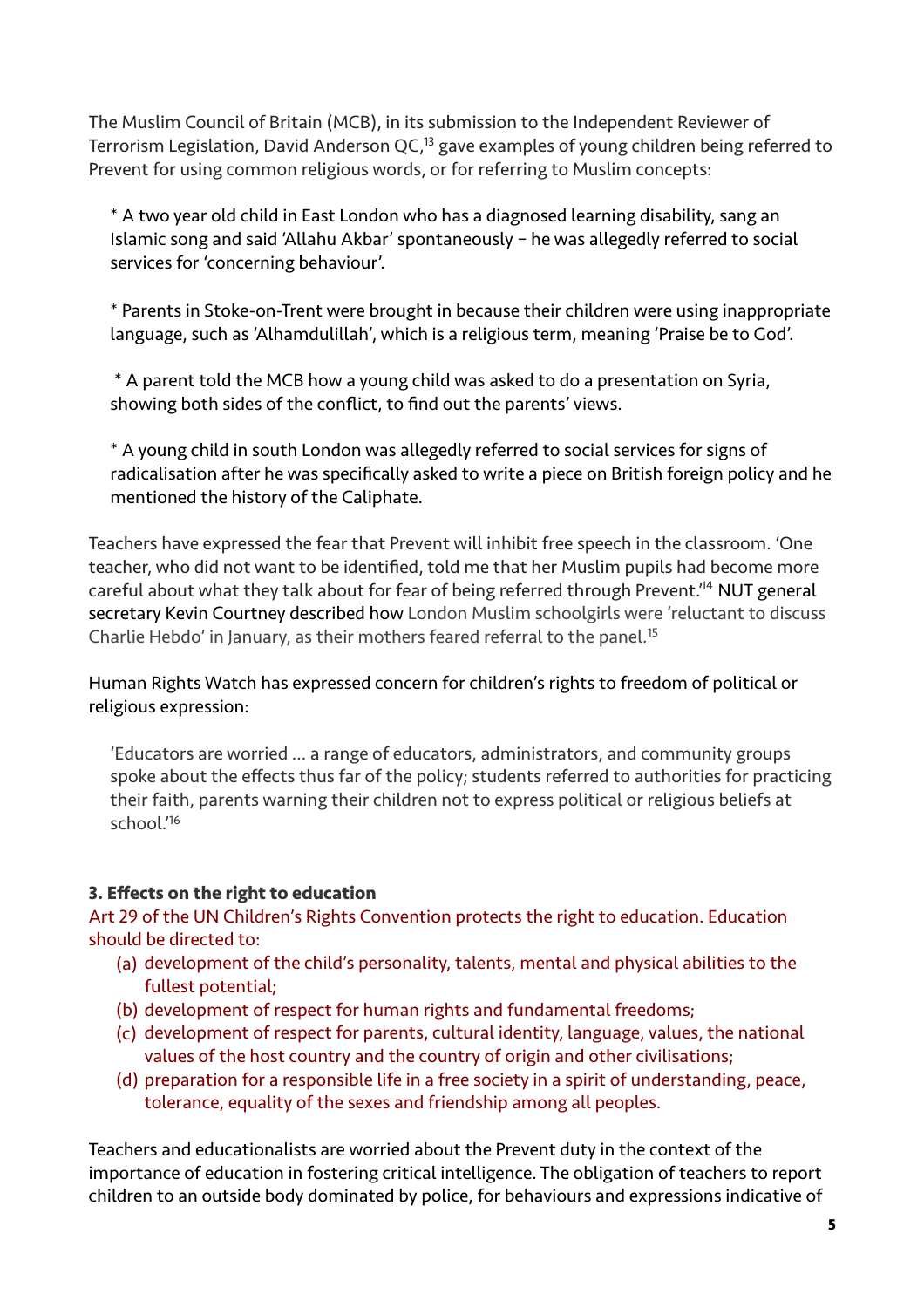The Muslim Council of Britain (MCB), in its submission to the Independent Reviewer of Terrorism Legislation, David Anderson QC,[13] gave examples of young children being referred to Prevent for using common religious words, or for referring to Muslim concepts:

> * A two year old child in East London who has a diagnosed learning disability, sang an Islamic song and said 'Allahu Akbar' spontaneously – he was allegedly referred to social services for 'concerning behaviour'.
>
> * Parents in Stoke-on-Trent were brought in because their children were using inappropriate language, such as 'Alhamdulillah', which is a religious term, meaning 'Praise be to God'.
>
> * A parent told the MCB how a young child was asked to do a presentation on Syria, showing both sides of the conflict, to find out the parents' views.
>
> * A young child in south London was allegedly referred to social services for signs of radicalisation after he was specifically asked to write a piece on British foreign policy and he mentioned the history of the Caliphate.

Teachers have expressed the fear that Prevent will inhibit free speech in the classroom. 'One teacher, who did not want to be identified, told me that her Muslim pupils had become more careful about what they talk about for fear of being referred through Prevent.'[14] NUT general secretary Kevin Courtney described how London Muslim schoolgirls were 'reluctant to discuss Charlie Hebdo' in January, as their mothers feared referral to the panel.[15]

Human Rights Watch has expressed concern for children's rights to freedom of political or religious expression:

> 'Educators are worried … a range of educators, administrators, and community groups spoke about the effects thus far of the policy; students referred to authorities for practicing their faith, parents warning their children not to express political or religious beliefs at school.'[16]

### 3. Effects on the right to education

Art 29 of the UN Children's Rights Convention protects the right to education. Education should be directed to:

(a) development of the child's personality, talents, mental and physical abilities to the fullest potential;
(b) development of respect for human rights and fundamental freedoms;
(c) development of respect for parents, cultural identity, language, values, the national values of the host country and the country of origin and other civilisations;
(d) preparation for a responsible life in a free society in a spirit of understanding, peace, tolerance, equality of the sexes and friendship among all peoples.

Teachers and educationalists are worried about the Prevent duty in the context of the importance of education in fostering critical intelligence. The obligation of teachers to report children to an outside body dominated by police, for behaviours and expressions indicative of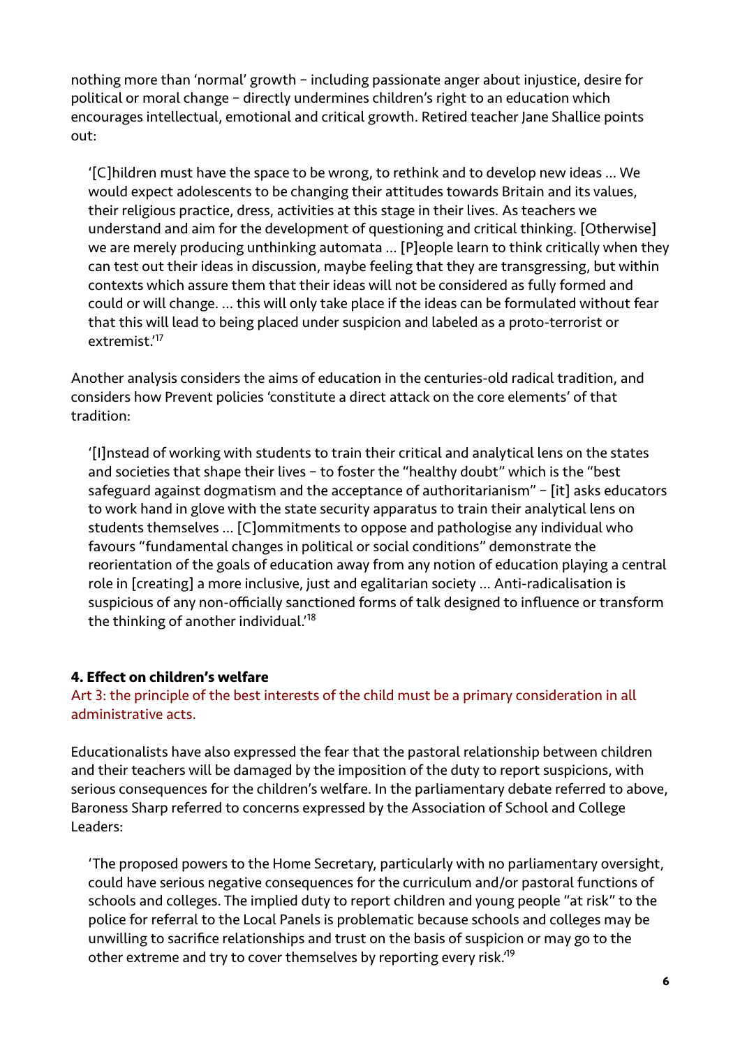nothing more than 'normal' growth – including passionate anger about injustice, desire for political or moral change – directly undermines children's right to an education which encourages intellectual, emotional and critical growth. Retired teacher Jane Shallice points out:

> '[C]hildren must have the space to be wrong, to rethink and to develop new ideas … We would expect adolescents to be changing their attitudes towards Britain and its values, their religious practice, dress, activities at this stage in their lives. As teachers we understand and aim for the development of questioning and critical thinking. [Otherwise] we are merely producing unthinking automata … [P]eople learn to think critically when they can test out their ideas in discussion, maybe feeling that they are transgressing, but within contexts which assure them that their ideas will not be considered as fully formed and could or will change. … this will only take place if the ideas can be formulated without fear that this will lead to being placed under suspicion and labeled as a proto-terrorist or extremist.'[17]

Another analysis considers the aims of education in the centuries-old radical tradition, and considers how Prevent policies 'constitute a direct attack on the core elements' of that tradition:

> '[I]nstead of working with students to train their critical and analytical lens on the states and societies that shape their lives – to foster the "healthy doubt" which is the "best safeguard against dogmatism and the acceptance of authoritarianism" – [it] asks educators to work hand in glove with the state security apparatus to train their analytical lens on students themselves … [C]ommitments to oppose and pathologise any individual who favours "fundamental changes in political or social conditions" demonstrate the reorientation of the goals of education away from any notion of education playing a central role in [creating] a more inclusive, just and egalitarian society … Anti-radicalisation is suspicious of any non-officially sanctioned forms of talk designed to influence or transform the thinking of another individual.'[18]

### 4. Effect on children's welfare

Art 3: the principle of the best interests of the child must be a primary consideration in all administrative acts.

Educationalists have also expressed the fear that the pastoral relationship between children and their teachers will be damaged by the imposition of the duty to report suspicions, with serious consequences for the children's welfare. In the parliamentary debate referred to above, Baroness Sharp referred to concerns expressed by the Association of School and College Leaders:

> 'The proposed powers to the Home Secretary, particularly with no parliamentary oversight, could have serious negative consequences for the curriculum and/or pastoral functions of schools and colleges. The implied duty to report children and young people "at risk" to the police for referral to the Local Panels is problematic because schools and colleges may be unwilling to sacrifice relationships and trust on the basis of suspicion or may go to the other extreme and try to cover themselves by reporting every risk.'[19]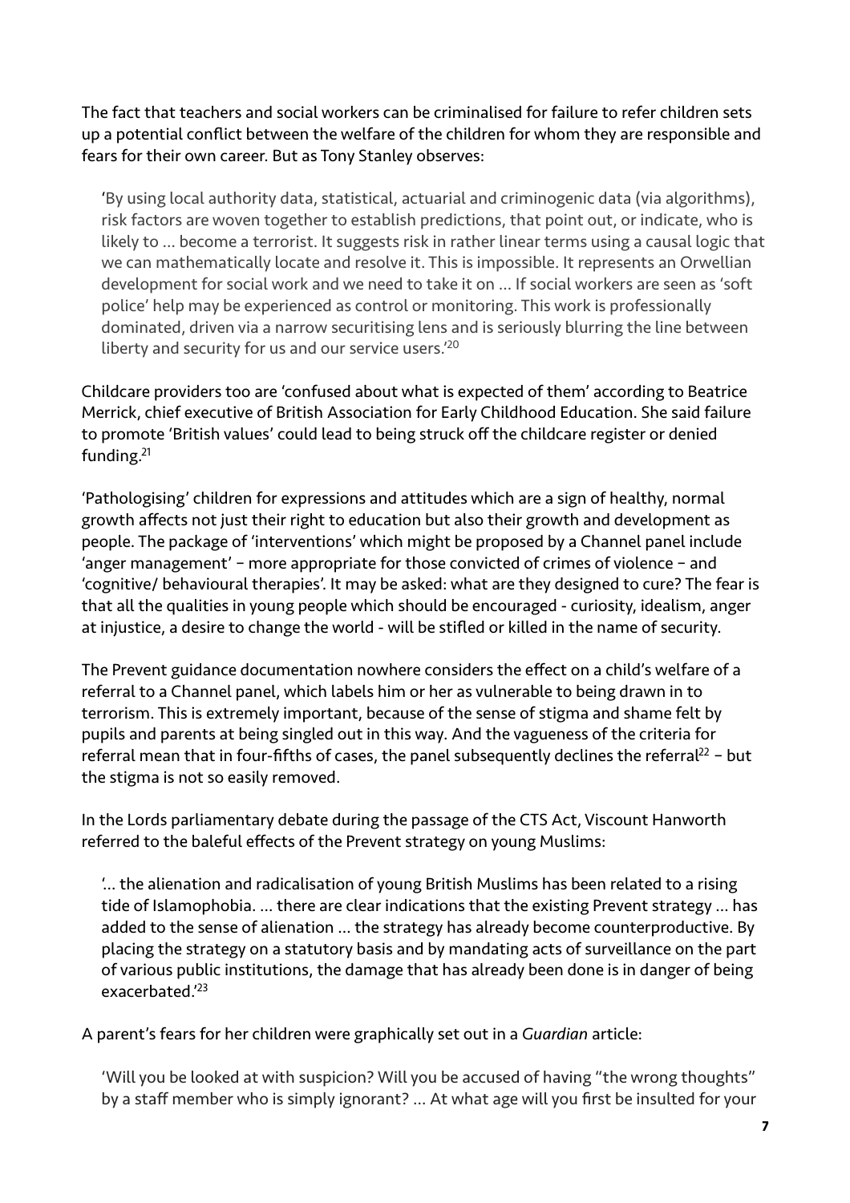The fact that teachers and social workers can be criminalised for failure to refer children sets up a potential conflict between the welfare of the children for whom they are responsible and fears for their own career. But as Tony Stanley observes:

> 'By using local authority data, statistical, actuarial and criminogenic data (via algorithms), risk factors are woven together to establish predictions, that point out, or indicate, who is likely to … become a terrorist. It suggests risk in rather linear terms using a causal logic that we can mathematically locate and resolve it. This is impossible. It represents an Orwellian development for social work and we need to take it on … If social workers are seen as 'soft police' help may be experienced as control or monitoring. This work is professionally dominated, driven via a narrow securitising lens and is seriously blurring the line between liberty and security for us and our service users.'[20]

Childcare providers too are 'confused about what is expected of them' according to Beatrice Merrick, chief executive of British Association for Early Childhood Education. She said failure to promote 'British values' could lead to being struck off the childcare register or denied funding.[21]

'Pathologising' children for expressions and attitudes which are a sign of healthy, normal growth affects not just their right to education but also their growth and development as people. The package of 'interventions' which might be proposed by a Channel panel include 'anger management' – more appropriate for those convicted of crimes of violence – and 'cognitive/ behavioural therapies'. It may be asked: what are they designed to cure? The fear is that all the qualities in young people which should be encouraged - curiosity, idealism, anger at injustice, a desire to change the world - will be stifled or killed in the name of security.

The Prevent guidance documentation nowhere considers the effect on a child's welfare of a referral to a Channel panel, which labels him or her as vulnerable to being drawn in to terrorism. This is extremely important, because of the sense of stigma and shame felt by pupils and parents at being singled out in this way. And the vagueness of the criteria for referral mean that in four-fifths of cases, the panel subsequently declines the referral[22] – but the stigma is not so easily removed.

In the Lords parliamentary debate during the passage of the CTS Act, Viscount Hanworth referred to the baleful effects of the Prevent strategy on young Muslims:

> '… the alienation and radicalisation of young British Muslims has been related to a rising tide of Islamophobia. … there are clear indications that the existing Prevent strategy … has added to the sense of alienation … the strategy has already become counterproductive. By placing the strategy on a statutory basis and by mandating acts of surveillance on the part of various public institutions, the damage that has already been done is in danger of being exacerbated.'[23]

A parent's fears for her children were graphically set out in a *Guardian* article:

> 'Will you be looked at with suspicion? Will you be accused of having "the wrong thoughts" by a staff member who is simply ignorant? … At what age will you first be insulted for your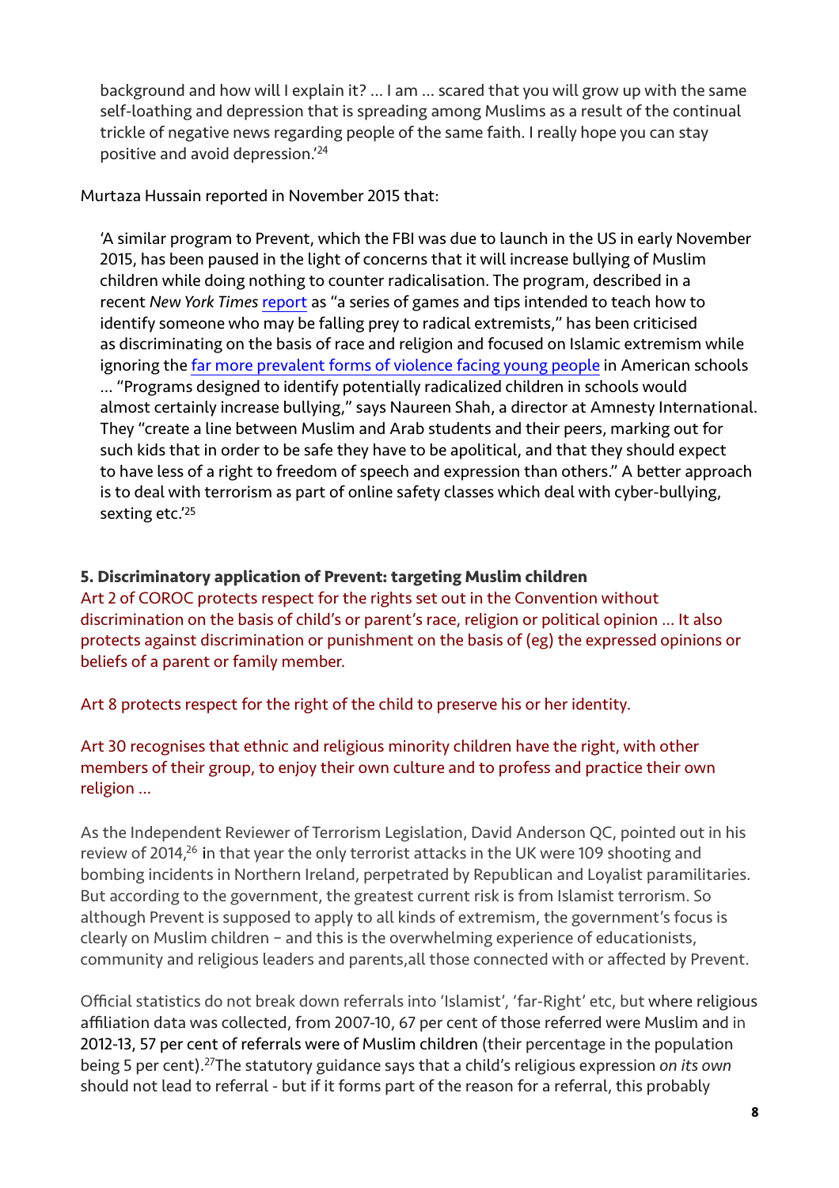background and how will I explain it? … I am … scared that you will grow up with the same self-loathing and depression that is spreading among Muslims as a result of the continual trickle of negative news regarding people of the same faith. I really hope you can stay positive and avoid depression.'[24]

Murtaza Hussain reported in November 2015 that:

> 'A similar program to Prevent, which the FBI was due to launch in the US in early November 2015, has been paused in the light of concerns that it will increase bullying of Muslim children while doing nothing to counter radicalisation. The program, described in a recent *New York Times* report as "a series of games and tips intended to teach how to identify someone who may be falling prey to radical extremists," has been criticised as discriminating on the basis of race and religion and focused on Islamic extremism while ignoring the far more prevalent forms of violence facing young people in American schools … "Programs designed to identify potentially radicalized children in schools would almost certainly increase bullying," says Naureen Shah, a director at Amnesty International. They "create a line between Muslim and Arab students and their peers, marking out for such kids that in order to be safe they have to be apolitical, and that they should expect to have less of a right to freedom of speech and expression than others." A better approach is to deal with terrorism as part of online safety classes which deal with cyber-bullying, sexting etc.'[25]

## 5. Discriminatory application of Prevent: targeting Muslim children

Art 2 of COROC protects respect for the rights set out in the Convention without discrimination on the basis of child's or parent's race, religion or political opinion … It also protects against discrimination or punishment on the basis of (eg) the expressed opinions or beliefs of a parent or family member.

Art 8 protects respect for the right of the child to preserve his or her identity.

Art 30 recognises that ethnic and religious minority children have the right, with other members of their group, to enjoy their own culture and to profess and practice their own religion …

As the Independent Reviewer of Terrorism Legislation, David Anderson QC, pointed out in his review of 2014,[26] in that year the only terrorist attacks in the UK were 109 shooting and bombing incidents in Northern Ireland, perpetrated by Republican and Loyalist paramilitaries. But according to the government, the greatest current risk is from Islamist terrorism. So although Prevent is supposed to apply to all kinds of extremism, the government's focus is clearly on Muslim children – and this is the overwhelming experience of educationists, community and religious leaders and parents,all those connected with or affected by Prevent.

Official statistics do not break down referrals into 'Islamist', 'far-Right' etc, but where religious affiliation data was collected, from 2007-10, 67 per cent of those referred were Muslim and in 2012-13, 57 per cent of referrals were of Muslim children (their percentage in the population being 5 per cent).[27]The statutory guidance says that a child's religious expression *on its own* should not lead to referral - but if it forms part of the reason for a referral, this probably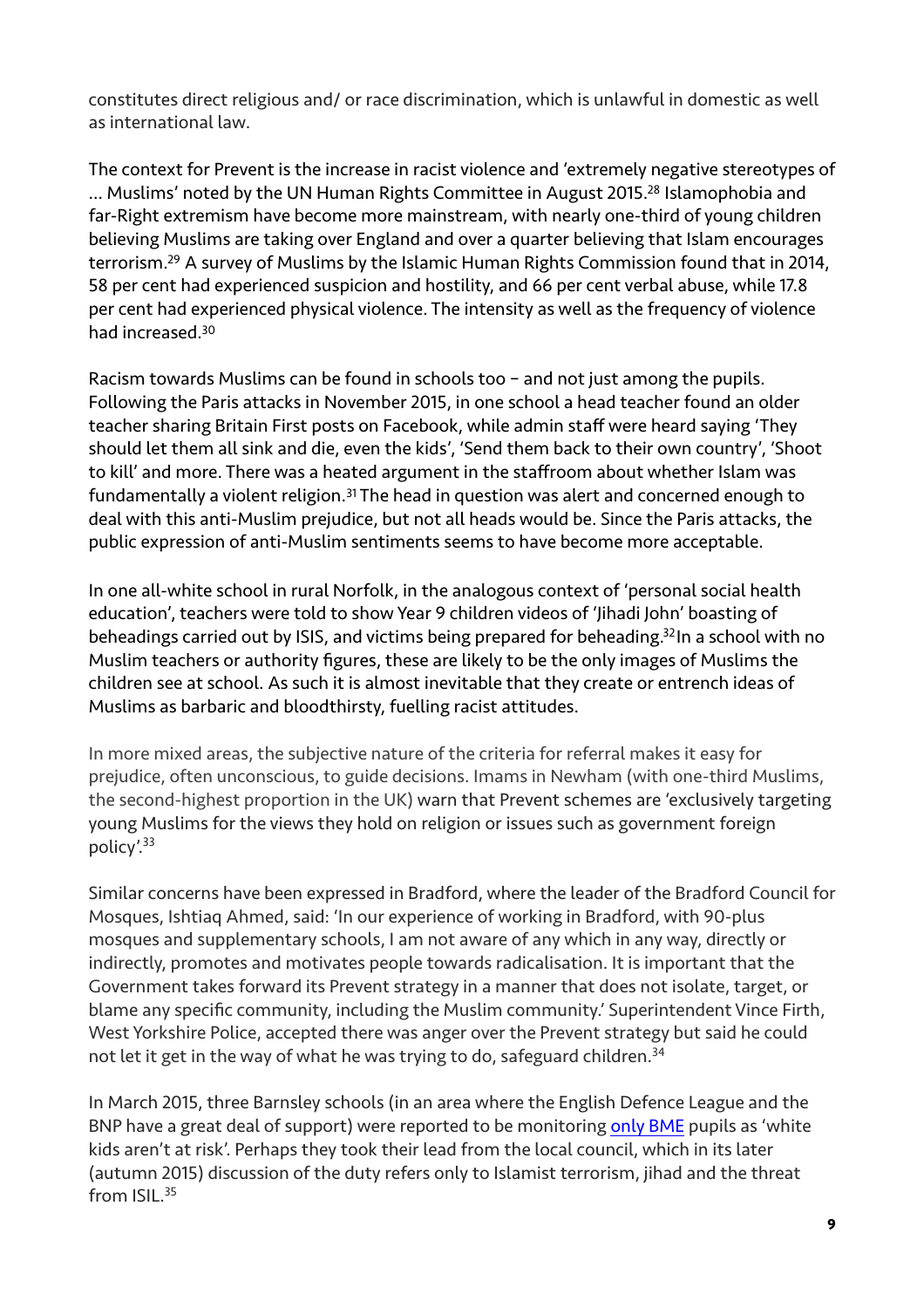constitutes direct religious and/ or race discrimination, which is unlawful in domestic as well as international law.

The context for Prevent is the increase in racist violence and 'extremely negative stereotypes of … Muslims' noted by the UN Human Rights Committee in August 2015.[28] Islamophobia and far-Right extremism have become more mainstream, with nearly one-third of young children believing Muslims are taking over England and over a quarter believing that Islam encourages terrorism.[29] A survey of Muslims by the Islamic Human Rights Commission found that in 2014, 58 per cent had experienced suspicion and hostility, and 66 per cent verbal abuse, while 17.8 per cent had experienced physical violence. The intensity as well as the frequency of violence had increased.[30]

Racism towards Muslims can be found in schools too – and not just among the pupils. Following the Paris attacks in November 2015, in one school a head teacher found an older teacher sharing Britain First posts on Facebook, while admin staff were heard saying 'They should let them all sink and die, even the kids', 'Send them back to their own country', 'Shoot to kill' and more. There was a heated argument in the staffroom about whether Islam was fundamentally a violent religion.[31] The head in question was alert and concerned enough to deal with this anti-Muslim prejudice, but not all heads would be. Since the Paris attacks, the public expression of anti-Muslim sentiments seems to have become more acceptable.

In one all-white school in rural Norfolk, in the analogous context of 'personal social health education', teachers were told to show Year 9 children videos of 'Jihadi John' boasting of beheadings carried out by ISIS, and victims being prepared for beheading.[32] In a school with no Muslim teachers or authority figures, these are likely to be the only images of Muslims the children see at school. As such it is almost inevitable that they create or entrench ideas of Muslims as barbaric and bloodthirsty, fuelling racist attitudes.

In more mixed areas, the subjective nature of the criteria for referral makes it easy for prejudice, often unconscious, to guide decisions. Imams in Newham (with one-third Muslims, the second-highest proportion in the UK) warn that Prevent schemes are 'exclusively targeting young Muslims for the views they hold on religion or issues such as government foreign policy'.[33]

Similar concerns have been expressed in Bradford, where the leader of the Bradford Council for Mosques, Ishtiaq Ahmed, said: 'In our experience of working in Bradford, with 90-plus mosques and supplementary schools, I am not aware of any which in any way, directly or indirectly, promotes and motivates people towards radicalisation. It is important that the Government takes forward its Prevent strategy in a manner that does not isolate, target, or blame any specific community, including the Muslim community.' Superintendent Vince Firth, West Yorkshire Police, accepted there was anger over the Prevent strategy but said he could not let it get in the way of what he was trying to do, safeguard children.[34]

In March 2015, three Barnsley schools (in an area where the English Defence League and the BNP have a great deal of support) were reported to be monitoring only BME pupils as 'white kids aren't at risk'. Perhaps they took their lead from the local council, which in its later (autumn 2015) discussion of the duty refers only to Islamist terrorism, jihad and the threat from ISIL.[35]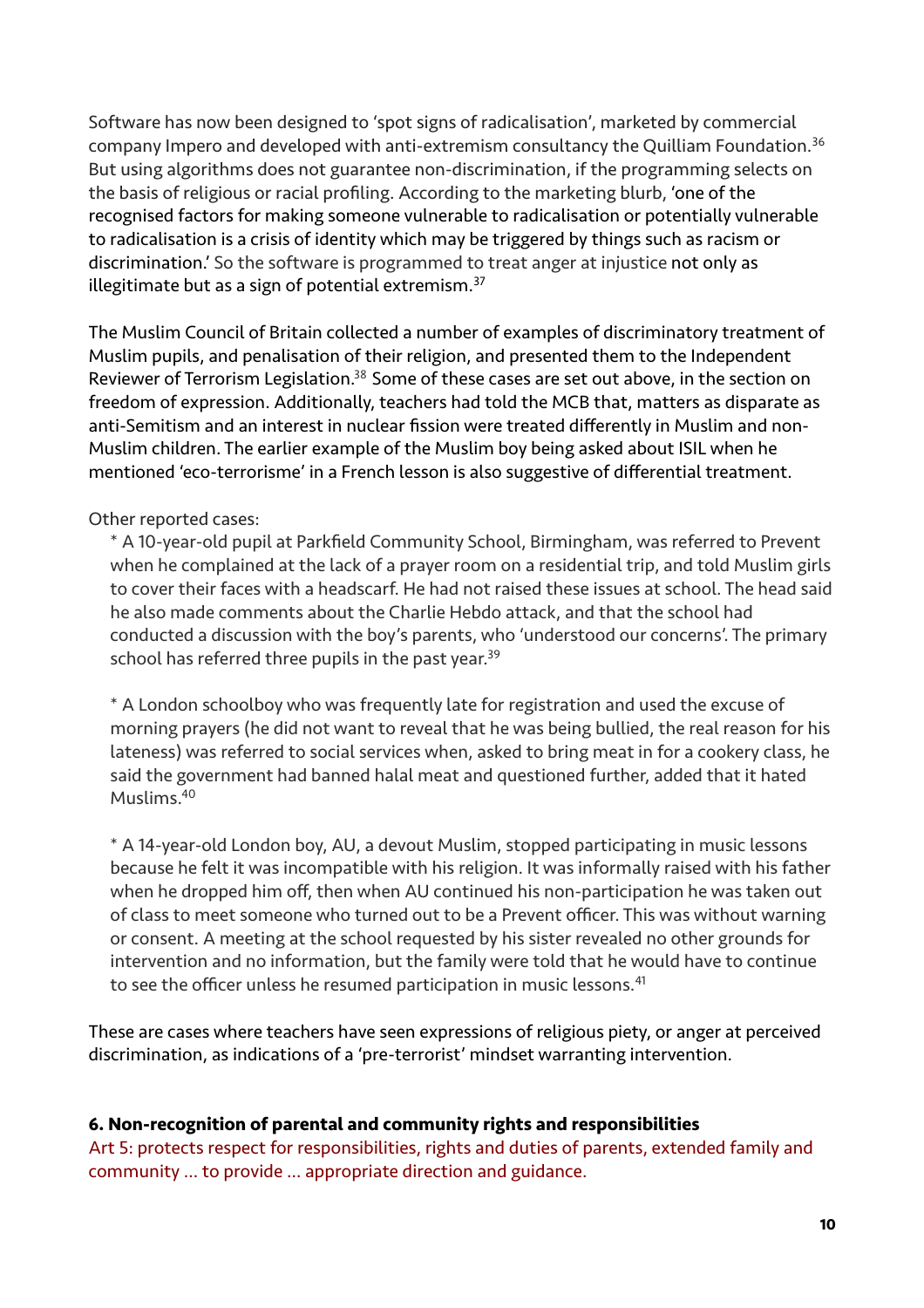Software has now been designed to 'spot signs of radicalisation', marketed by commercial company Impero and developed with anti-extremism consultancy the Quilliam Foundation.[36] But using algorithms does not guarantee non-discrimination, if the programming selects on the basis of religious or racial profiling. According to the marketing blurb, 'one of the recognised factors for making someone vulnerable to radicalisation or potentially vulnerable to radicalisation is a crisis of identity which may be triggered by things such as racism or discrimination.' So the software is programmed to treat anger at injustice not only as illegitimate but as a sign of potential extremism.[37]

The Muslim Council of Britain collected a number of examples of discriminatory treatment of Muslim pupils, and penalisation of their religion, and presented them to the Independent Reviewer of Terrorism Legislation.[38] Some of these cases are set out above, in the section on freedom of expression. Additionally, teachers had told the MCB that, matters as disparate as anti-Semitism and an interest in nuclear fission were treated differently in Muslim and non-Muslim children. The earlier example of the Muslim boy being asked about ISIL when he mentioned 'eco-terrorisme' in a French lesson is also suggestive of differential treatment.

Other reported cases:

* A 10-year-old pupil at Parkfield Community School, Birmingham, was referred to Prevent when he complained at the lack of a prayer room on a residential trip, and told Muslim girls to cover their faces with a headscarf. He had not raised these issues at school. The head said he also made comments about the Charlie Hebdo attack, and that the school had conducted a discussion with the boy's parents, who 'understood our concerns'. The primary school has referred three pupils in the past year.[39]

* A London schoolboy who was frequently late for registration and used the excuse of morning prayers (he did not want to reveal that he was being bullied, the real reason for his lateness) was referred to social services when, asked to bring meat in for a cookery class, he said the government had banned halal meat and questioned further, added that it hated Muslims.[40]

* A 14-year-old London boy, AU, a devout Muslim, stopped participating in music lessons because he felt it was incompatible with his religion. It was informally raised with his father when he dropped him off, then when AU continued his non-participation he was taken out of class to meet someone who turned out to be a Prevent officer. This was without warning or consent. A meeting at the school requested by his sister revealed no other grounds for intervention and no information, but the family were told that he would have to continue to see the officer unless he resumed participation in music lessons.[41]

These are cases where teachers have seen expressions of religious piety, or anger at perceived discrimination, as indications of a 'pre-terrorist' mindset warranting intervention.

### 6. Non-recognition of parental and community rights and responsibilities

Art 5: protects respect for responsibilities, rights and duties of parents, extended family and community ... to provide ... appropriate direction and guidance.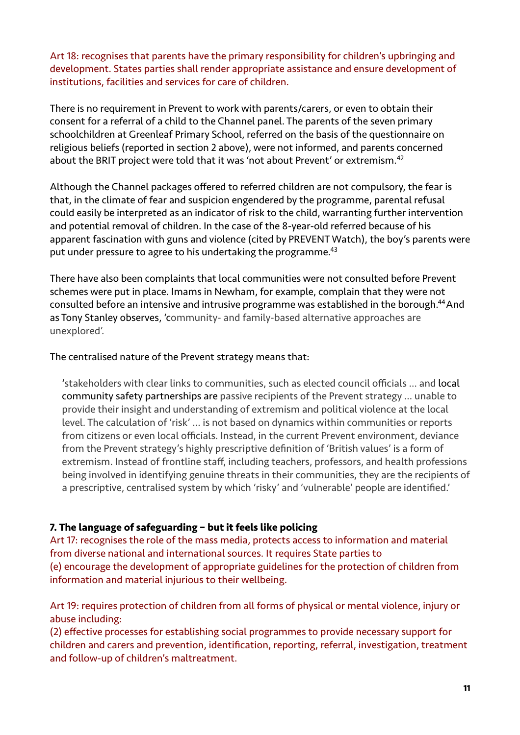Art 18: recognises that parents have the primary responsibility for children's upbringing and development. States parties shall render appropriate assistance and ensure development of institutions, facilities and services for care of children.

There is no requirement in Prevent to work with parents/carers, or even to obtain their consent for a referral of a child to the Channel panel. The parents of the seven primary schoolchildren at Greenleaf Primary School, referred on the basis of the questionnaire on religious beliefs (reported in section 2 above), were not informed, and parents concerned about the BRIT project were told that it was 'not about Prevent' or extremism.[42]

Although the Channel packages offered to referred children are not compulsory, the fear is that, in the climate of fear and suspicion engendered by the programme, parental refusal could easily be interpreted as an indicator of risk to the child, warranting further intervention and potential removal of children. In the case of the 8-year-old referred because of his apparent fascination with guns and violence (cited by PREVENT Watch), the boy's parents were put under pressure to agree to his undertaking the programme.[43]

There have also been complaints that local communities were not consulted before Prevent schemes were put in place. Imams in Newham, for example, complain that they were not consulted before an intensive and intrusive programme was established in the borough.[44] And as Tony Stanley observes, 'community- and family-based alternative approaches are unexplored'.

The centralised nature of the Prevent strategy means that:

> 'stakeholders with clear links to communities, such as elected council officials ... and local community safety partnerships are passive recipients of the Prevent strategy ... unable to provide their insight and understanding of extremism and political violence at the local level. The calculation of 'risk' ... is not based on dynamics within communities or reports from citizens or even local officials. Instead, in the current Prevent environment, deviance from the Prevent strategy's highly prescriptive definition of 'British values' is a form of extremism. Instead of frontline staff, including teachers, professors, and health professions being involved in identifying genuine threats in their communities, they are the recipients of a prescriptive, centralised system by which 'risky' and 'vulnerable' people are identified.'

### 7. The language of safeguarding – but it feels like policing

Art 17: recognises the role of the mass media, protects access to information and material from diverse national and international sources. It requires State parties to
(e) encourage the development of appropriate guidelines for the protection of children from information and material injurious to their wellbeing.

Art 19: requires protection of children from all forms of physical or mental violence, injury or abuse including:
(2) effective processes for establishing social programmes to provide necessary support for children and carers and prevention, identification, reporting, referral, investigation, treatment and follow-up of children's maltreatment.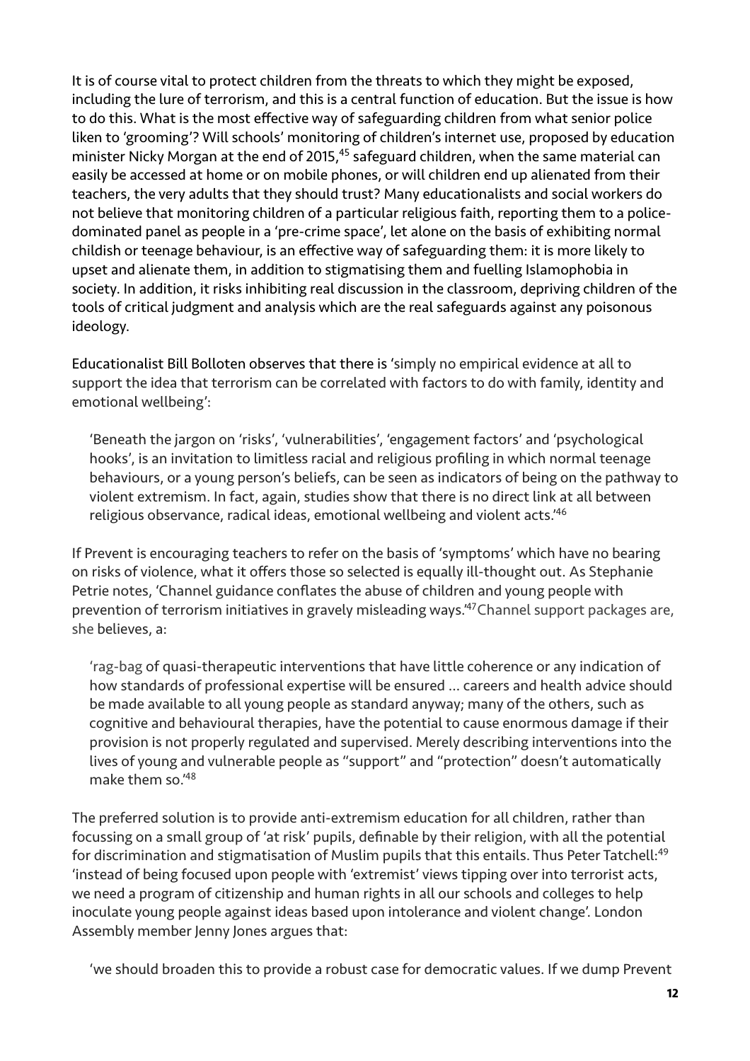It is of course vital to protect children from the threats to which they might be exposed, including the lure of terrorism, and this is a central function of education. But the issue is how to do this. What is the most effective way of safeguarding children from what senior police liken to 'grooming'? Will schools' monitoring of children's internet use, proposed by education minister Nicky Morgan at the end of 2015,[45] safeguard children, when the same material can easily be accessed at home or on mobile phones, or will children end up alienated from their teachers, the very adults that they should trust? Many educationalists and social workers do not believe that monitoring children of a particular religious faith, reporting them to a police-dominated panel as people in a 'pre-crime space', let alone on the basis of exhibiting normal childish or teenage behaviour, is an effective way of safeguarding them: it is more likely to upset and alienate them, in addition to stigmatising them and fuelling Islamophobia in society. In addition, it risks inhibiting real discussion in the classroom, depriving children of the tools of critical judgment and analysis which are the real safeguards against any poisonous ideology.

Educationalist Bill Bolloten observes that there is 'simply no empirical evidence at all to support the idea that terrorism can be correlated with factors to do with family, identity and emotional wellbeing':

> 'Beneath the jargon on 'risks', 'vulnerabilities', 'engagement factors' and 'psychological hooks', is an invitation to limitless racial and religious profiling in which normal teenage behaviours, or a young person's beliefs, can be seen as indicators of being on the pathway to violent extremism. In fact, again, studies show that there is no direct link at all between religious observance, radical ideas, emotional wellbeing and violent acts.'[46]

If Prevent is encouraging teachers to refer on the basis of 'symptoms' which have no bearing on risks of violence, what it offers those so selected is equally ill-thought out. As Stephanie Petrie notes, 'Channel guidance conflates the abuse of children and young people with prevention of terrorism initiatives in gravely misleading ways.'[47] Channel support packages are, she believes, a:

> 'rag-bag of quasi-therapeutic interventions that have little coherence or any indication of how standards of professional expertise will be ensured ... careers and health advice should be made available to all young people as standard anyway; many of the others, such as cognitive and behavioural therapies, have the potential to cause enormous damage if their provision is not properly regulated and supervised. Merely describing interventions into the lives of young and vulnerable people as "support" and "protection" doesn't automatically make them so.'[48]

The preferred solution is to provide anti-extremism education for all children, rather than focussing on a small group of 'at risk' pupils, definable by their religion, with all the potential for discrimination and stigmatisation of Muslim pupils that this entails. Thus Peter Tatchell:[49] 'instead of being focused upon people with 'extremist' views tipping over into terrorist acts, we need a program of citizenship and human rights in all our schools and colleges to help inoculate young people against ideas based upon intolerance and violent change'. London Assembly member Jenny Jones argues that:

> 'we should broaden this to provide a robust case for democratic values. If we dump Prevent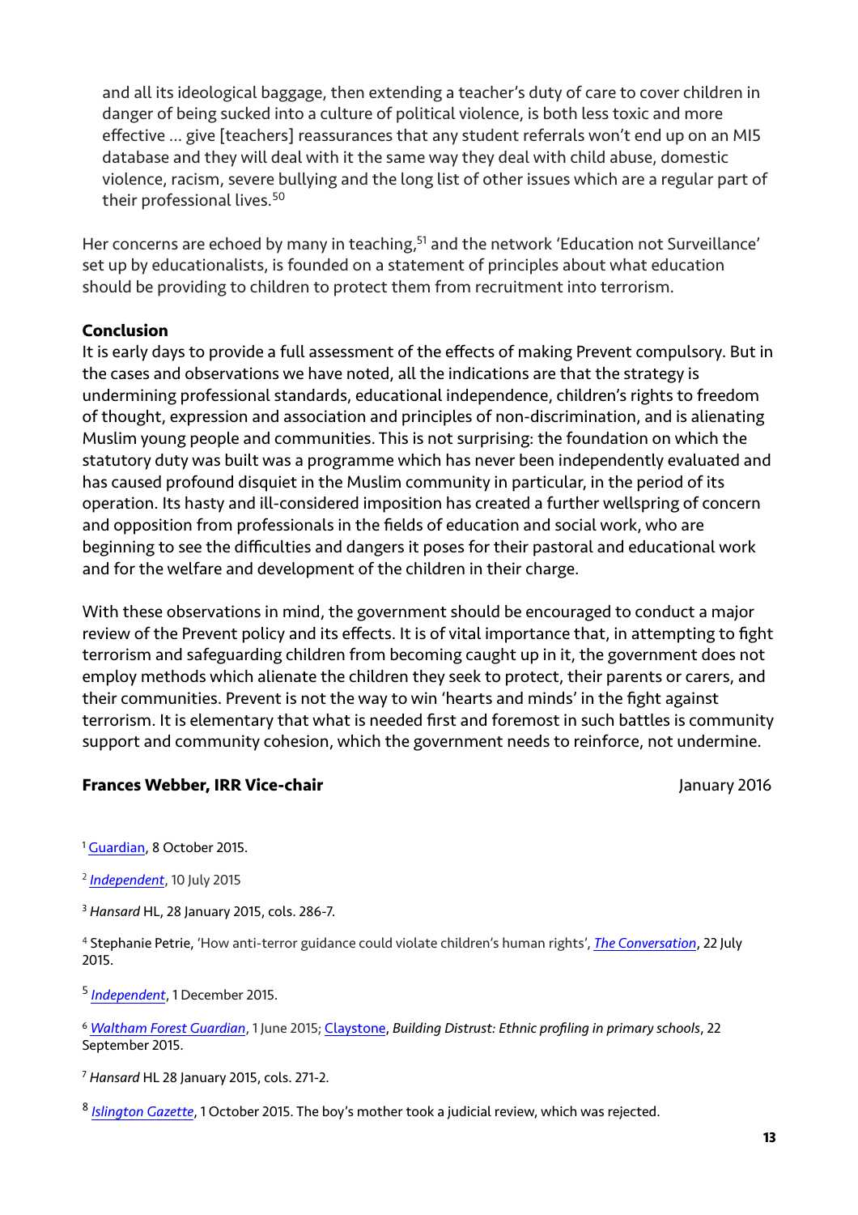> and all its ideological baggage, then extending a teacher's duty of care to cover children in danger of being sucked into a culture of political violence, is both less toxic and more effective ... give [teachers] reassurances that any student referrals won't end up on an MI5 database and they will deal with it the same way they deal with child abuse, domestic violence, racism, severe bullying and the long list of other issues which are a regular part of their professional lives.[50]

Her concerns are echoed by many in teaching,[51] and the network 'Education not Surveillance' set up by educationalists, is founded on a statement of principles about what education should be providing to children to protect them from recruitment into terrorism.

**Conclusion**

It is early days to provide a full assessment of the effects of making Prevent compulsory. But in the cases and observations we have noted, all the indications are that the strategy is undermining professional standards, educational independence, children's rights to freedom of thought, expression and association and principles of non-discrimination, and is alienating Muslim young people and communities. This is not surprising: the foundation on which the statutory duty was built was a programme which has never been independently evaluated and has caused profound disquiet in the Muslim community in particular, in the period of its operation. Its hasty and ill-considered imposition has created a further wellspring of concern and opposition from professionals in the fields of education and social work, who are beginning to see the difficulties and dangers it poses for their pastoral and educational work and for the welfare and development of the children in their charge.

With these observations in mind, the government should be encouraged to conduct a major review of the Prevent policy and its effects. It is of vital importance that, in attempting to fight terrorism and safeguarding children from becoming caught up in it, the government does not employ methods which alienate the children they seek to protect, their parents or carers, and their communities. Prevent is not the way to win 'hearts and minds' in the fight against terrorism. It is elementary that what is needed first and foremost in such battles is community support and community cohesion, which the government needs to reinforce, not undermine.

**Frances Webber, IRR Vice-chair** January 2016

[1] Guardian, 8 October 2015.

[2] *Independent*, 10 July 2015

[3] *Hansard* HL, 28 January 2015, cols. 286-7.

[4] Stephanie Petrie, 'How anti-terror guidance could violate children's human rights', *The Conversation*, 22 July 2015.

[5] *Independent*, 1 December 2015.

[6] *Waltham Forest Guardian*, 1 June 2015; Claystone, *Building Distrust: Ethnic profiling in primary schools*, 22 September 2015.

[7] *Hansard* HL 28 January 2015, cols. 271-2.

[8] *Islington Gazette*, 1 October 2015. The boy's mother took a judicial review, which was rejected.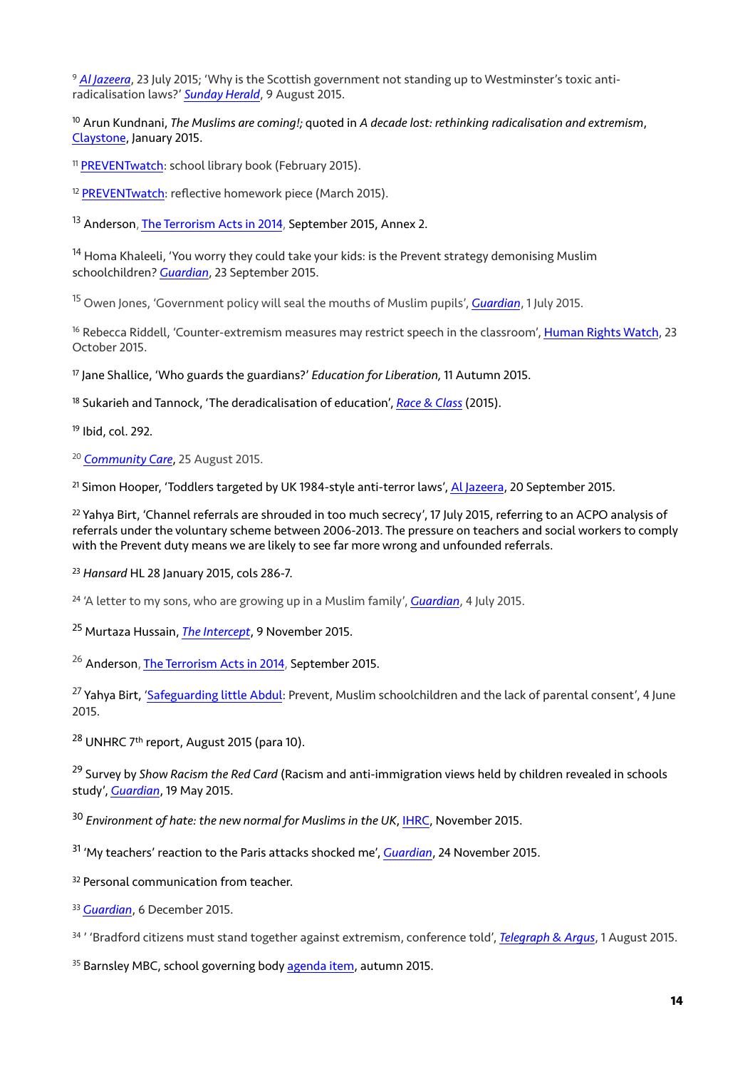[9] *Al Jazeera*, 23 July 2015; 'Why is the Scottish government not standing up to Westminster's toxic anti-radicalisation laws?' *Sunday Herald*, 9 August 2015.

[10] Arun Kundnani, *The Muslims are coming!;* quoted in *A decade lost: rethinking radicalisation and extremism*, Claystone, January 2015.

[11] PREVENTwatch: school library book (February 2015).

[12] PREVENTwatch: reflective homework piece (March 2015).

[13] Anderson, The Terrorism Acts in 2014, September 2015, Annex 2.

[14] Homa Khaleeli, 'You worry they could take your kids: is the Prevent strategy demonising Muslim schoolchildren? *Guardian*, 23 September 2015.

[15] Owen Jones, 'Government policy will seal the mouths of Muslim pupils', *Guardian*, 1 July 2015.

[16] Rebecca Riddell, 'Counter-extremism measures may restrict speech in the classroom', Human Rights Watch, 23 October 2015.

[17] Jane Shallice, 'Who guards the guardians?' *Education for Liberation,* 11 Autumn 2015.

[18] Sukarieh and Tannock, 'The deradicalisation of education', *Race & Class* (2015).

[19] Ibid, col. 292.

[20] *Community Care*, 25 August 2015.

[21] Simon Hooper, 'Toddlers targeted by UK 1984-style anti-terror laws', Al Jazeera, 20 September 2015.

[22] Yahya Birt, 'Channel referrals are shrouded in too much secrecy', 17 July 2015, referring to an ACPO analysis of referrals under the voluntary scheme between 2006-2013. The pressure on teachers and social workers to comply with the Prevent duty means we are likely to see far more wrong and unfounded referrals.

[23] *Hansard* HL 28 January 2015, cols 286-7.

[24] 'A letter to my sons, who are growing up in a Muslim family', *Guardian*, 4 July 2015.

[25] Murtaza Hussain, *The Intercept*, 9 November 2015.

[26] Anderson, The Terrorism Acts in 2014, September 2015.

[27] Yahya Birt, 'Safeguarding little Abdul: Prevent, Muslim schoolchildren and the lack of parental consent', 4 June 2015.

[28] UNHRC 7th report, August 2015 (para 10).

[29] Survey by *Show Racism the Red Card* (Racism and anti-immigration views held by children revealed in schools study', *Guardian*, 19 May 2015.

[30] *Environment of hate: the new normal for Muslims in the UK*, IHRC, November 2015.

[31] 'My teachers' reaction to the Paris attacks shocked me', *Guardian*, 24 November 2015.

[32] Personal communication from teacher.

[33] *Guardian*, 6 December 2015.

[34] ' 'Bradford citizens must stand together against extremism, conference told', *Telegraph & Argus*, 1 August 2015.

[35] Barnsley MBC, school governing body agenda item, autumn 2015.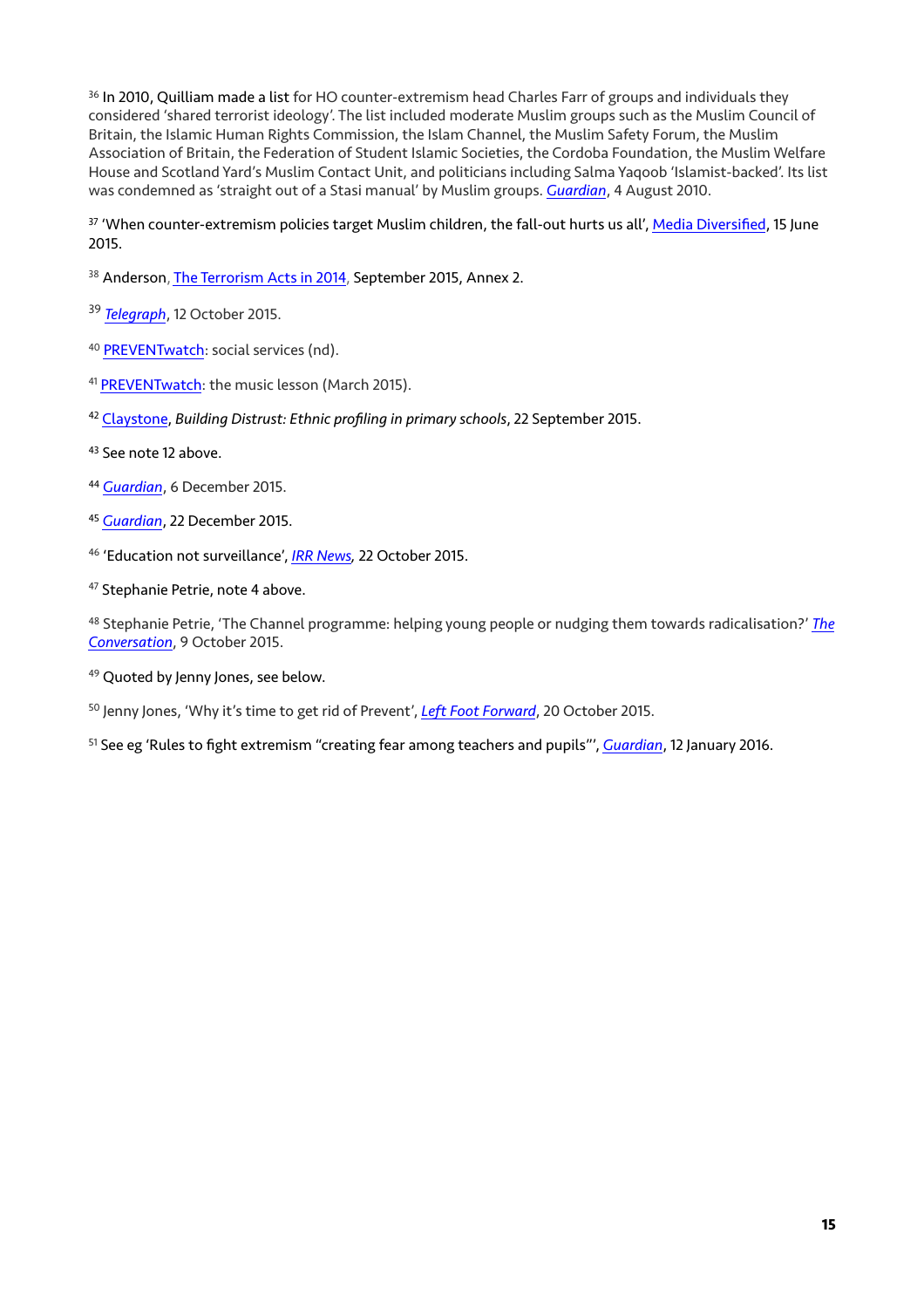[36] In 2010, Quilliam made a list for HO counter-extremism head Charles Farr of groups and individuals they considered 'shared terrorist ideology'. The list included moderate Muslim groups such as the Muslim Council of Britain, the Islamic Human Rights Commission, the Islam Channel, the Muslim Safety Forum, the Muslim Association of Britain, the Federation of Student Islamic Societies, the Cordoba Foundation, the Muslim Welfare House and Scotland Yard's Muslim Contact Unit, and politicians including Salma Yaqoob 'Islamist-backed'. Its list was condemned as 'straight out of a Stasi manual' by Muslim groups. *Guardian*, 4 August 2010.

[37] 'When counter-extremism policies target Muslim children, the fall-out hurts us all', Media Diversified, 15 June 2015.

[38] Anderson, The Terrorism Acts in 2014, September 2015, Annex 2.

[39] *Telegraph*, 12 October 2015.

[40] PREVENTwatch: social services (nd).

[41] PREVENTwatch: the music lesson (March 2015).

[42] Claystone, *Building Distrust: Ethnic profiling in primary schools*, 22 September 2015.

[43] See note 12 above.

[44] *Guardian*, 6 December 2015.

[45] *Guardian*, 22 December 2015.

[46] 'Education not surveillance', *IRR News*, 22 October 2015.

[47] Stephanie Petrie, note 4 above.

[48] Stephanie Petrie, 'The Channel programme: helping young people or nudging them towards radicalisation?' *The Conversation*, 9 October 2015.

[49] Quoted by Jenny Jones, see below.

[50] Jenny Jones, 'Why it's time to get rid of Prevent', *Left Foot Forward*, 20 October 2015.

[51] See eg 'Rules to fight extremism "creating fear among teachers and pupils"', *Guardian*, 12 January 2016.